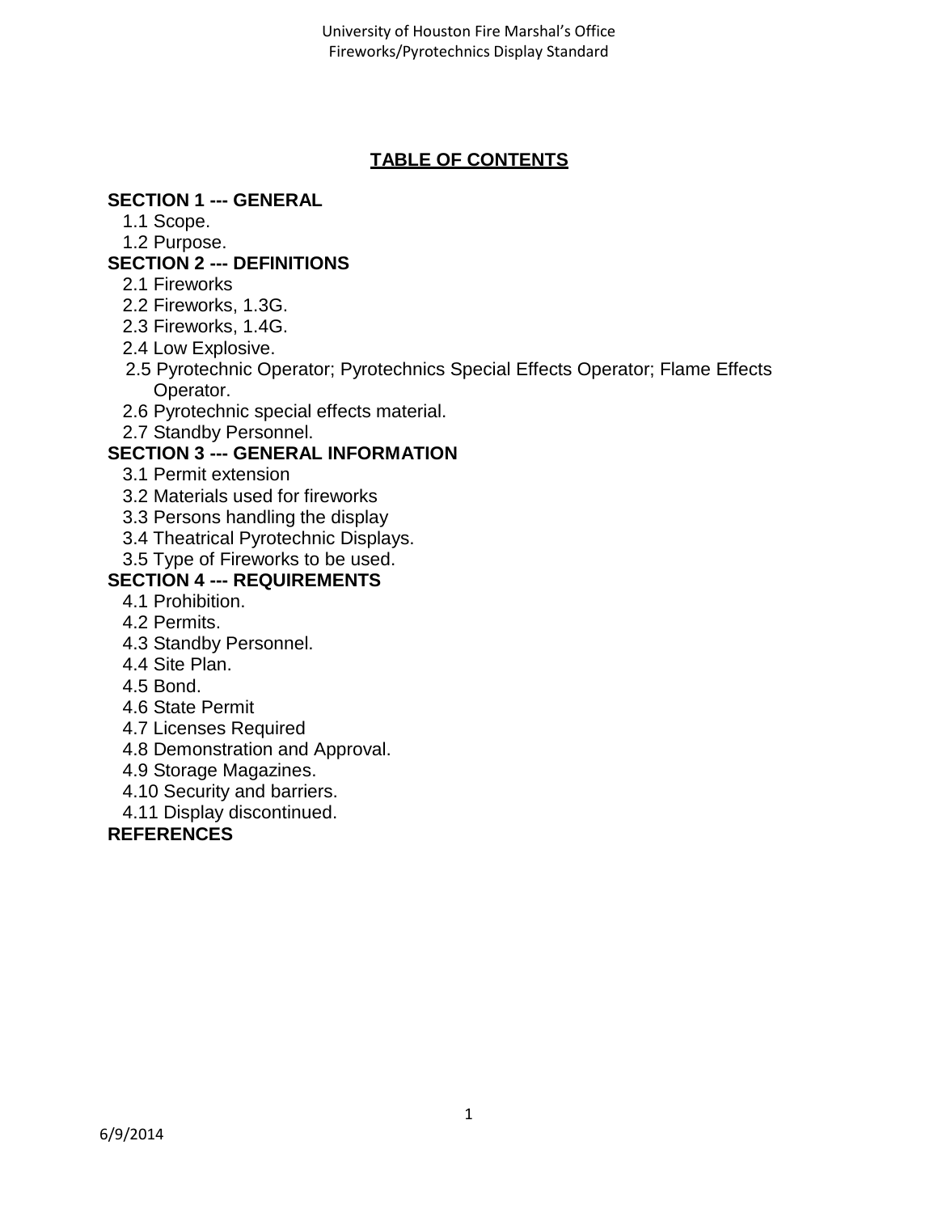## TABLE OF CONTENTS

**SECTION 1 --- GENERAL**

- 1.1 Scope.
- 1.2 Purpose.

**SECTION 2 --- DEFINITIONS**

- 2.1 Fireworks
- 2.2 Fireworks, 1.3G.
- 2.3 Fireworks, 1.4G.
- 2.4 Low Explosive.
- 2.5 Pyrotechnic Operator; Pyrotechnics Special Effects Operator; Flame Effects Operator.
- 2.6 Pyrotechnic special effects material.
- 2.7 Standby Personnel.

**SECTION 3 --- GENERAL INFORMATION**

- 3.1 Permit extension
- 3.2 Materials used for fireworks
- 3.3 Persons handling the display
- 3.4 Theatrical Pyrotechnic Displays.
- 3.5 Type of Fireworks to be used.

**SECTION 4 --- REQUIREMENTS**

- 4.1 Prohibition.
- 4.2 Permits.
- 4.3 Standby Personnel.
- 4.4 Site Plan.
- 4.5 Bond.
- 4.6 State Permit
- 4.7 Licenses Required
- 4.8 Demonstration and Approval.
- 4.9 Storage Magazines.
- 4.10 Security and barriers.
- 4.11 Display discontinued.

**REFERENCES**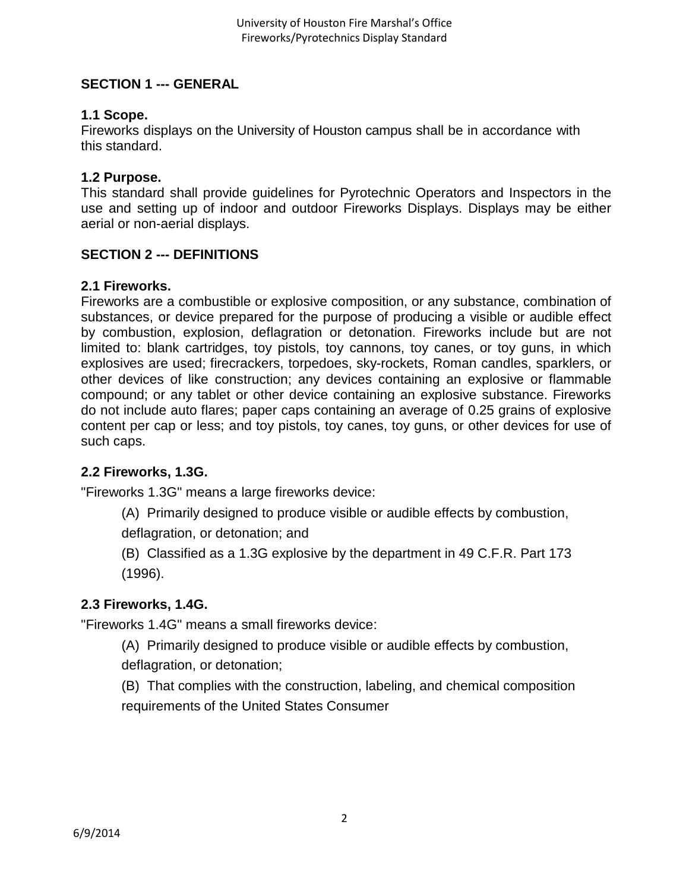## SECTION 1 --- GENERAL

### 1.1 Scope.

Fireworks displays on the University of Houston campus shall be in accordance with this standard.

### 1.2 Purpose.

This standard shall provide guidelines for Pyrotechnic Operators and Inspectors in the use and setting up of indoor and outdoor Fireworks Displays. Displays may be either aerial or non-aerial displays.

## SECTION 2 --- DEFINITIONS

### 2.1 Fireworks.

Fireworks are a combustible or explosive composition, or any substance, combination of substances, or device prepared for the purpose of producing a visible or audible effect by combustion, explosion, deflagration or detonation. Fireworks include but are not limited to: blank cartridges, toy pistols, toy cannons, toy canes, or toy guns, in which explosives are used; firecrackers, torpedoes, sky-rockets, Roman candles, sparklers, or other devices of like construction; any devices containing an explosive or flammable compound; or any tablet or other device containing an explosive substance. Fireworks do not include auto flares; paper caps containing an average of 0.25 grains of explosive content per cap or less; and toy pistols, toy canes, toy guns, or other devices for use of such caps.

### 2.2 Fireworks, 1.3G.

"Fireworks 1.3G" means a large fireworks device:

(A) Primarily designed to produce visible or audible effects by combustion, deflagration, or detonation; and

(B) Classified as a 1.3G explosive by the department in 49 C.F.R. Part 173 (1996).

### 2.3 Fireworks, 1.4G.

"Fireworks 1.4G" means a small fireworks device:

(A) Primarily designed to produce visible or audible effects by combustion, deflagration, or detonation;

(B) That complies with the construction, labeling, and chemical composition requirements of the United States Consumer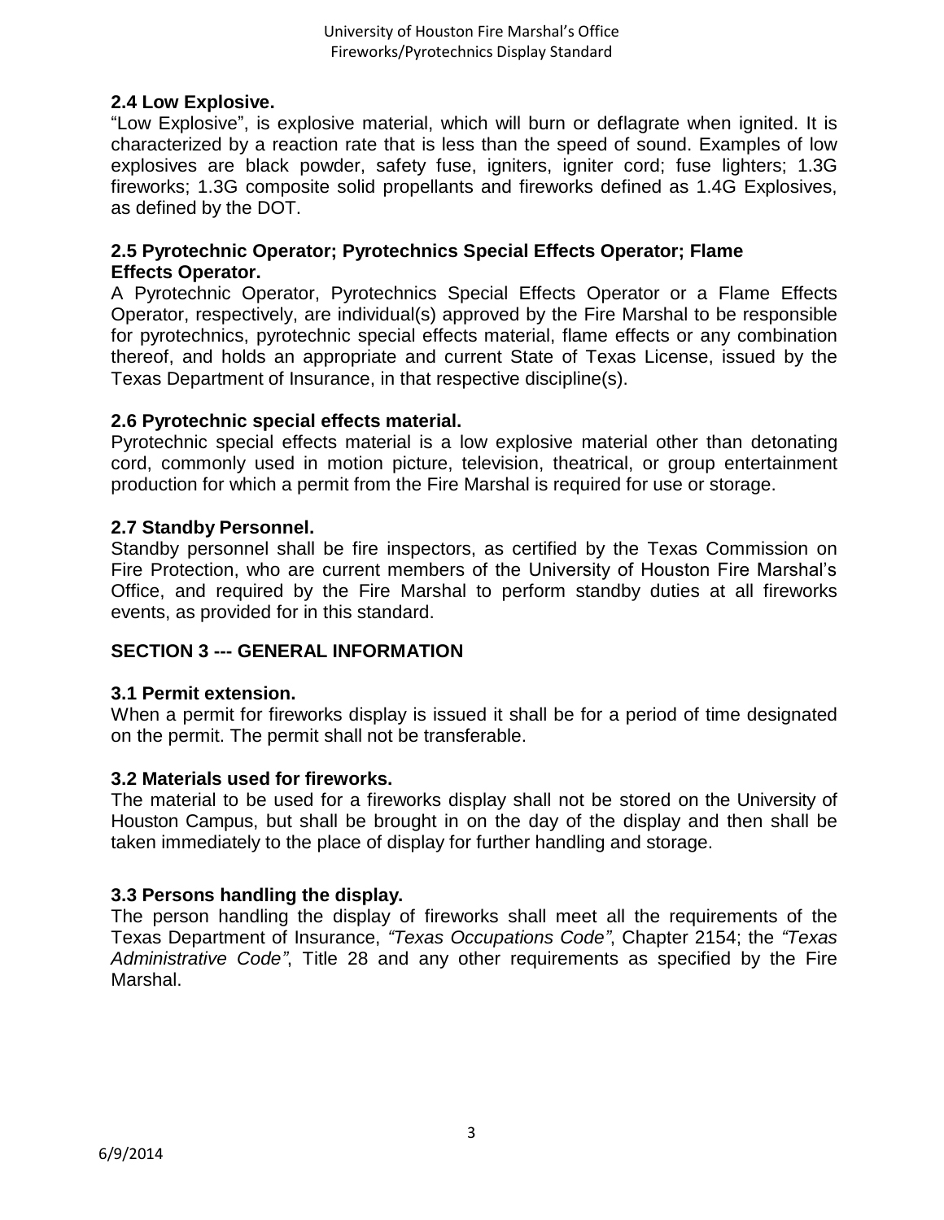### 2.4 Low Explosive.

"Low Explosive", is explosive material, which will burn or deflagrate when ignited. It is characterized by a reaction rate that is less than the speed of sound. Examples of low explosives are black powder, safety fuse, igniters, igniter cord; fuse lighters; 1.3G fireworks; 1.3G composite solid propellants and fireworks defined as 1.4G Explosives, as defined by the DOT.

### 2.5 Pyrotechnic Operator; Pyrotechnics Special Effects Operator; Flame Effects Operator.

A Pyrotechnic Operator, Pyrotechnics Special Effects Operator or a Flame Effects Operator, respectively, are individual(s) approved by the Fire Marshal to be responsible for pyrotechnics, pyrotechnic special effects material, flame effects or any combination thereof, and holds an appropriate and current State of Texas License, issued by the Texas Department of Insurance, in that respective discipline(s).

### 2.6 Pyrotechnic special effects material.

Pyrotechnic special effects material is a low explosive material other than detonating cord, commonly used in motion picture, television, theatrical, or group entertainment production for which a permit from the Fire Marshal is required for use or storage.

### 2.7 Standby Personnel.

Standby personnel shall be fire inspectors, as certified by the Texas Commission on Fire Protection, who are current members of the University of Houston Fire Marshal's Office, and required by the Fire Marshal to perform standby duties at all fireworks events, as provided for in this standard.

## SECTION 3 --- GENERAL INFORMATION

### 3.1 Permit extension.

When a permit for fireworks display is issued it shall be for a period of time designated on the permit. The permit shall not be transferable.

### 3.2 Materials used for fireworks.

The material to be used for a fireworks display shall not be stored on the University of Houston Campus, but shall be brought in on the day of the display and then shall be taken immediately to the place of display for further handling and storage.

### 3.3 Persons handling the display.

The person handling the display of fireworks shall meet all the requirements of the Texas Department of Insurance, *"Texas Occupations Code"*, Chapter 2154; the *"Texas Administrative Code"*, Title 28 and any other requirements as specified by the Fire Marshal.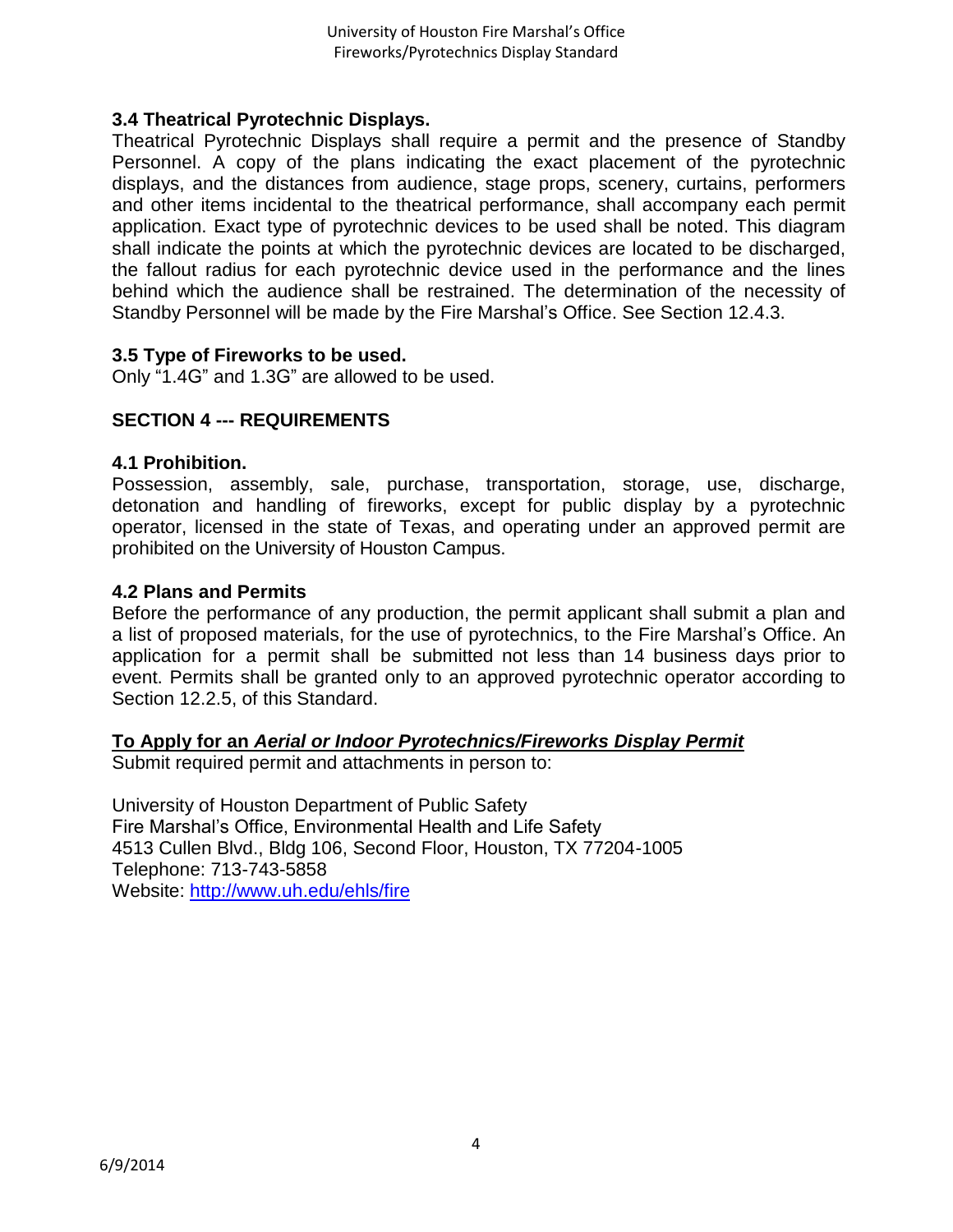### 3.4 Theatrical Pyrotechnic Displays.

Theatrical Pyrotechnic Displays shall require a permit and the presence of Standby Personnel. A copy of the plans indicating the exact placement of the pyrotechnic displays, and the distances from audience, stage props, scenery, curtains, performers and other items incidental to the theatrical performance, shall accompany each permit application. Exact type of pyrotechnic devices to be used shall be noted. This diagram shall indicate the points at which the pyrotechnic devices are located to be discharged, the fallout radius for each pyrotechnic device used in the performance and the lines behind which the audience shall be restrained. The determination of the necessity of Standby Personnel will be made by the Fire Marshal's Office. See Section 12.4.3.

### 3.5 Type of Fireworks to be used.

Only "1.4G" and 1.3G" are allowed to be used.

## SECTION 4 --- REQUIREMENTS

### 4.1 Prohibition.

Possession, assembly, sale, purchase, transportation, storage, use, discharge, detonation and handling of fireworks, except for public display by a pyrotechnic operator, licensed in the state of Texas, and operating under an approved permit are prohibited on the University of Houston Campus.

### 4.2 Plans and Permits

Before the performance of any production, the permit applicant shall submit a plan and a list of proposed materials, for the use of pyrotechnics, to the Fire Marshal's Office. An application for a permit shall be submitted not less than 14 business days prior to event. Permits shall be granted only to an approved pyrotechnic operator according to Section 12.2.5, of this Standard.

**To Apply for an *Aerial or Indoor Pyrotechnics/Fireworks Display Permit***

Submit required permit and attachments in person to:

University of Houston Department of Public Safety
Fire Marshal's Office, Environmental Health and Life Safety
4513 Cullen Blvd., Bldg 106, Second Floor, Houston, TX 77204-1005
Telephone: 713-743-5858
Website: http://www.uh.edu/ehls/fire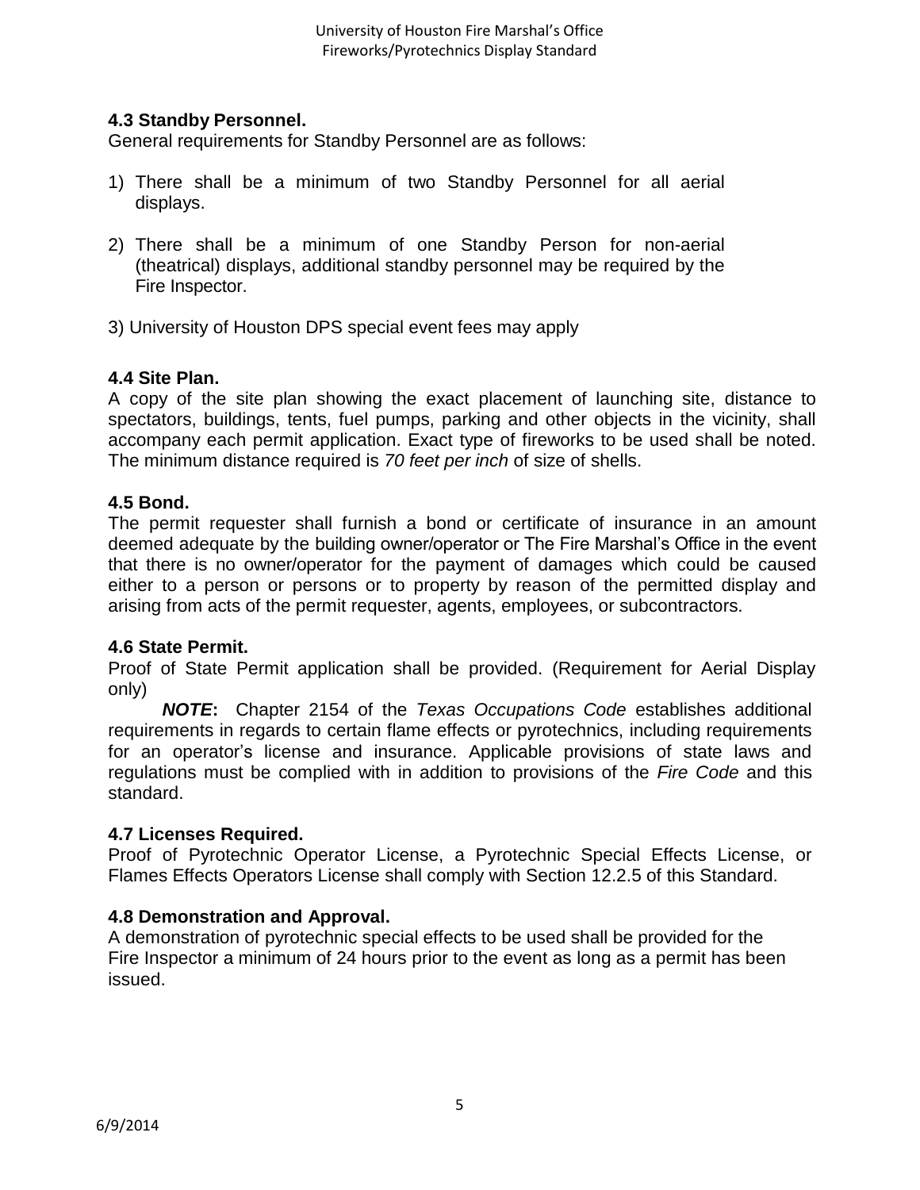### 4.3 Standby Personnel.

General requirements for Standby Personnel are as follows:

1) There shall be a minimum of two Standby Personnel for all aerial displays.
2) There shall be a minimum of one Standby Person for non-aerial (theatrical) displays, additional standby personnel may be required by the Fire Inspector.
3) University of Houston DPS special event fees may apply

### 4.4 Site Plan.

A copy of the site plan showing the exact placement of launching site, distance to spectators, buildings, tents, fuel pumps, parking and other objects in the vicinity, shall accompany each permit application. Exact type of fireworks to be used shall be noted. The minimum distance required is *70 feet per inch* of size of shells.

### 4.5 Bond.

The permit requester shall furnish a bond or certificate of insurance in an amount deemed adequate by the building owner/operator or The Fire Marshal's Office in the event that there is no owner/operator for the payment of damages which could be caused either to a person or persons or to property by reason of the permitted display and arising from acts of the permit requester, agents, employees, or subcontractors.

### 4.6 State Permit.

Proof of State Permit application shall be provided. (Requirement for Aerial Display only)

***NOTE*:** Chapter 2154 of the *Texas Occupations Code* establishes additional requirements in regards to certain flame effects or pyrotechnics, including requirements for an operator's license and insurance. Applicable provisions of state laws and regulations must be complied with in addition to provisions of the *Fire Code* and this standard.

### 4.7 Licenses Required.

Proof of Pyrotechnic Operator License, a Pyrotechnic Special Effects License, or Flames Effects Operators License shall comply with Section 12.2.5 of this Standard.

### 4.8 Demonstration and Approval.

A demonstration of pyrotechnic special effects to be used shall be provided for the Fire Inspector a minimum of 24 hours prior to the event as long as a permit has been issued.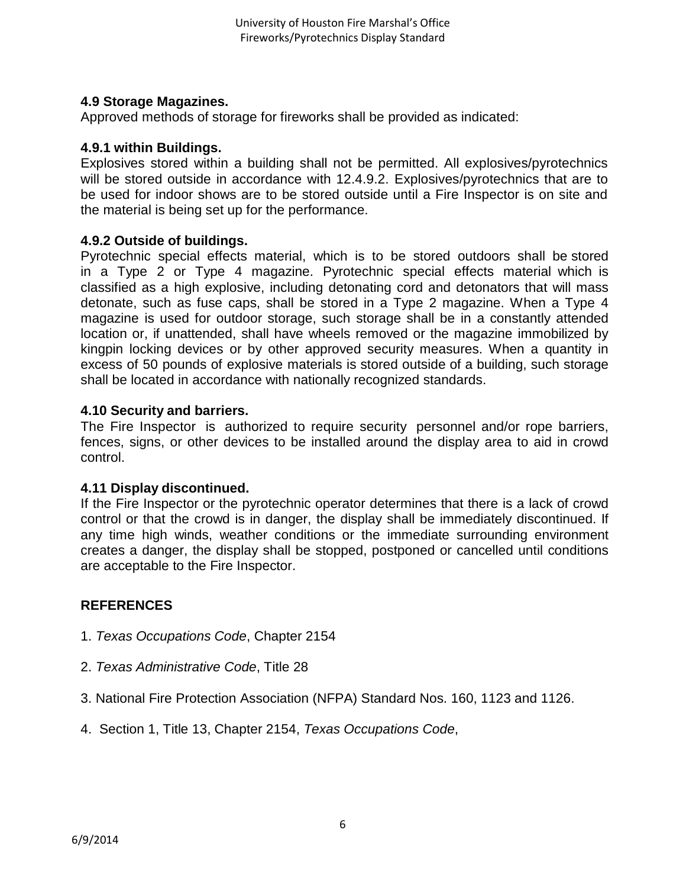### 4.9 Storage Magazines.

Approved methods of storage for fireworks shall be provided as indicated:

### 4.9.1 within Buildings.

Explosives stored within a building shall not be permitted. All explosives/pyrotechnics will be stored outside in accordance with 12.4.9.2. Explosives/pyrotechnics that are to be used for indoor shows are to be stored outside until a Fire Inspector is on site and the material is being set up for the performance.

### 4.9.2 Outside of buildings.

Pyrotechnic special effects material, which is to be stored outdoors shall be stored in a Type 2 or Type 4 magazine. Pyrotechnic special effects material which is classified as a high explosive, including detonating cord and detonators that will mass detonate, such as fuse caps, shall be stored in a Type 2 magazine. When a Type 4 magazine is used for outdoor storage, such storage shall be in a constantly attended location or, if unattended, shall have wheels removed or the magazine immobilized by kingpin locking devices or by other approved security measures. When a quantity in excess of 50 pounds of explosive materials is stored outside of a building, such storage shall be located in accordance with nationally recognized standards.

### 4.10 Security and barriers.

The Fire Inspector is authorized to require security personnel and/or rope barriers, fences, signs, or other devices to be installed around the display area to aid in crowd control.

### 4.11 Display discontinued.

If the Fire Inspector or the pyrotechnic operator determines that there is a lack of crowd control or that the crowd is in danger, the display shall be immediately discontinued. If any time high winds, weather conditions or the immediate surrounding environment creates a danger, the display shall be stopped, postponed or cancelled until conditions are acceptable to the Fire Inspector.

## REFERENCES

1. *Texas Occupations Code*, Chapter 2154
2. *Texas Administrative Code*, Title 28
3. National Fire Protection Association (NFPA) Standard Nos. 160, 1123 and 1126.
4. Section 1, Title 13, Chapter 2154, *Texas Occupations Code*,

6/9/2014